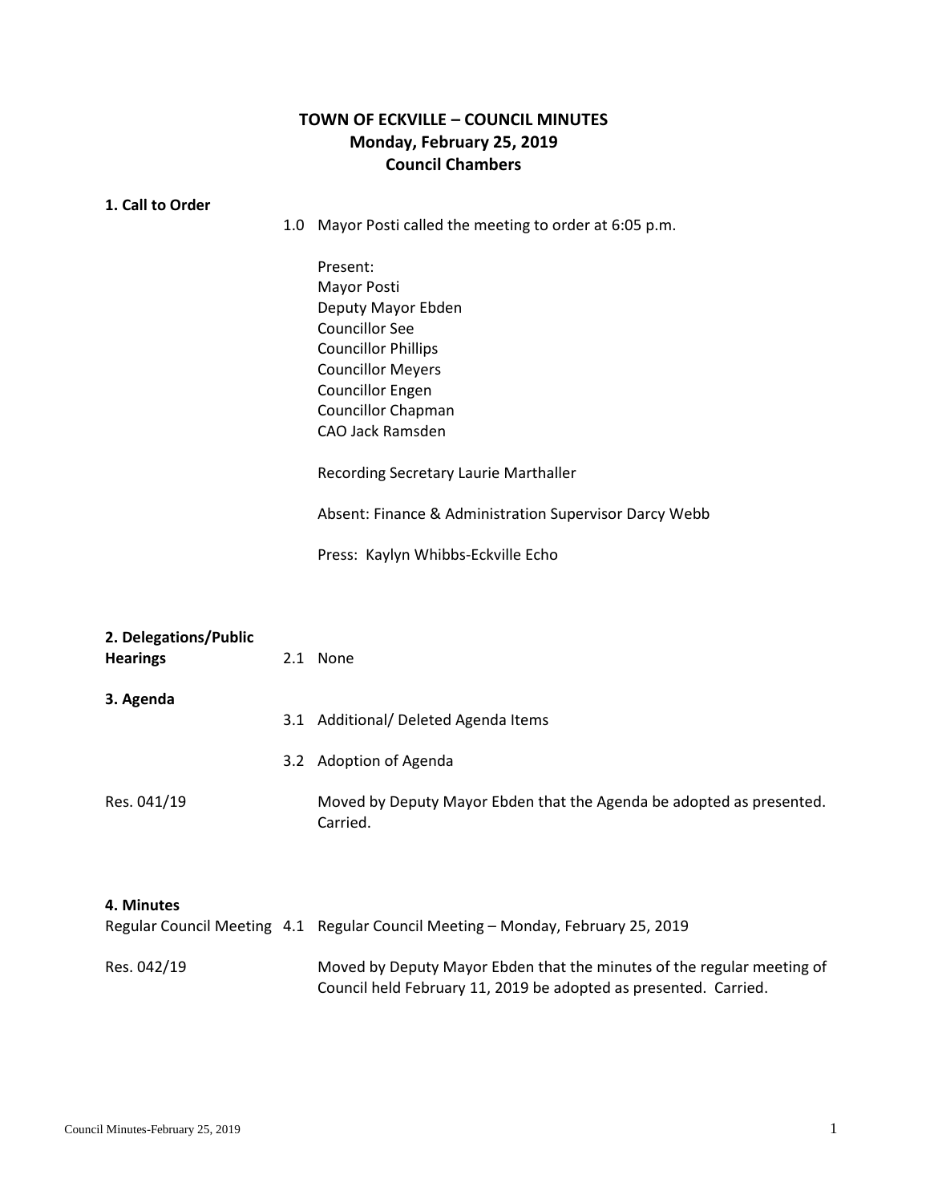# TOWN OF ECKVILLE – COUNCIL MINUTES
## Monday, February 25, 2019
## Council Chambers

**1. Call to Order**

1.0 Mayor Posti called the meeting to order at 6:05 p.m.

Present:
Mayor Posti
Deputy Mayor Ebden
Councillor See
Councillor Phillips
Councillor Meyers
Councillor Engen
Councillor Chapman
CAO Jack Ramsden

Recording Secretary Laurie Marthaller

Absent: Finance & Administration Supervisor Darcy Webb

Press: Kaylyn Whibbs-Eckville Echo

**2. Delegations/Public Hearings**

2.1 None

**3. Agenda**

3.1 Additional/ Deleted Agenda Items

3.2 Adoption of Agenda

Res. 041/19 — Moved by Deputy Mayor Ebden that the Agenda be adopted as presented. Carried.

**4. Minutes**

Regular Council Meeting — 4.1 Regular Council Meeting – Monday, February 25, 2019

Res. 042/19 — Moved by Deputy Mayor Ebden that the minutes of the regular meeting of Council held February 11, 2019 be adopted as presented. Carried.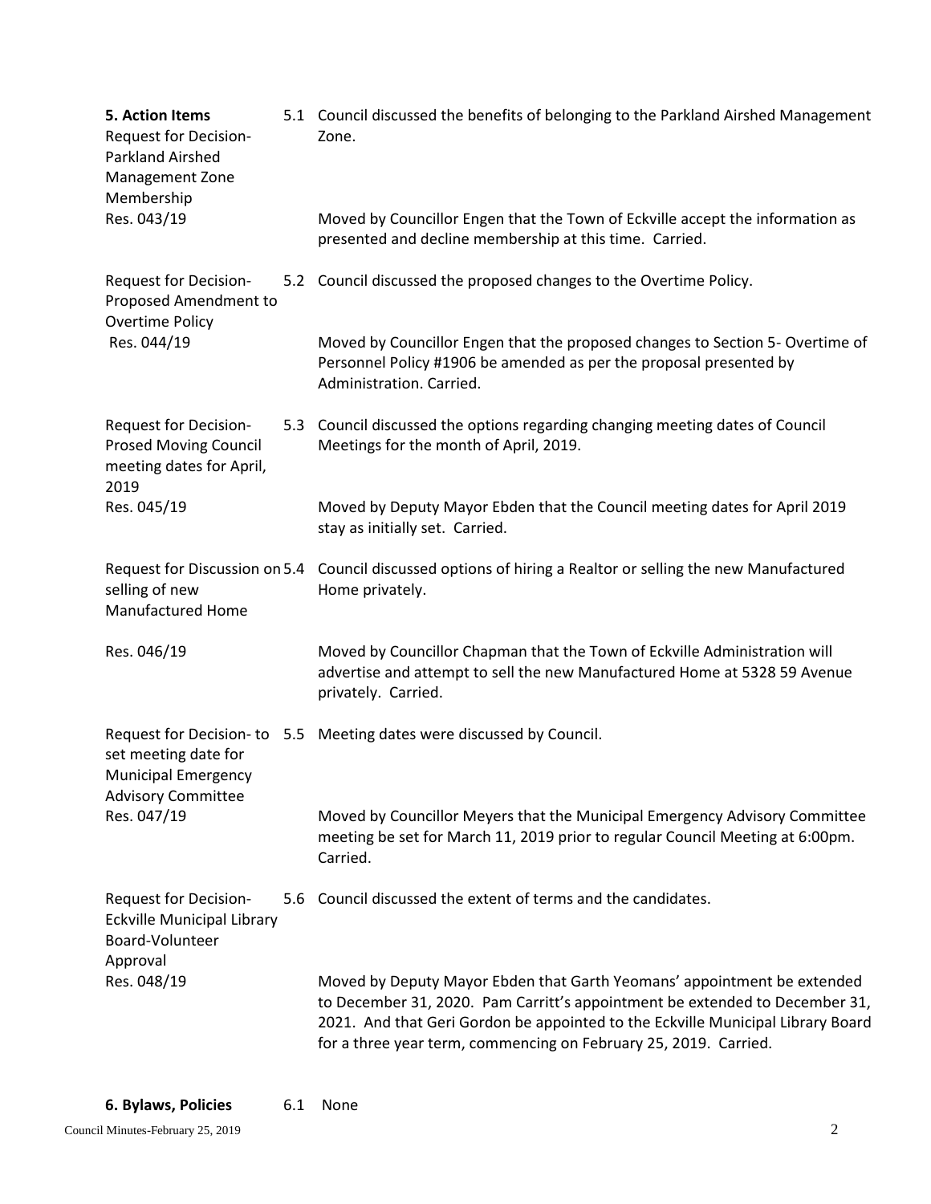| | | |
|---|---|---|
| **5. Action Items**<br>Request for Decision- Parkland Airshed Management Zone Membership | 5.1 | Council discussed the benefits of belonging to the Parkland Airshed Management Zone. |
| Res. 043/19 | | Moved by Councillor Engen that the Town of Eckville accept the information as presented and decline membership at this time. Carried. |
| Request for Decision- Proposed Amendment to Overtime Policy | 5.2 | Council discussed the proposed changes to the Overtime Policy. |
| Res. 044/19 | | Moved by Councillor Engen that the proposed changes to Section 5- Overtime of Personnel Policy #1906 be amended as per the proposal presented by Administration. Carried. |
| Request for Decision- Prosed Moving Council meeting dates for April, 2019 | 5.3 | Council discussed the options regarding changing meeting dates of Council Meetings for the month of April, 2019. |
| Res. 045/19 | | Moved by Deputy Mayor Ebden that the Council meeting dates for April 2019 stay as initially set. Carried. |
| Request for Discussion on selling of new Manufactured Home | 5.4 | Council discussed options of hiring a Realtor or selling the new Manufactured Home privately. |
| Res. 046/19 | | Moved by Councillor Chapman that the Town of Eckville Administration will advertise and attempt to sell the new Manufactured Home at 5328 59 Avenue privately. Carried. |
| Request for Decision- to set meeting date for Municipal Emergency Advisory Committee | 5.5 | Meeting dates were discussed by Council. |
| Res. 047/19 | | Moved by Councillor Meyers that the Municipal Emergency Advisory Committee meeting be set for March 11, 2019 prior to regular Council Meeting at 6:00pm. Carried. |
| Request for Decision- Eckville Municipal Library Board-Volunteer Approval | 5.6 | Council discussed the extent of terms and the candidates. |
| Res. 048/19 | | Moved by Deputy Mayor Ebden that Garth Yeomans' appointment be extended to December 31, 2020. Pam Carritt's appointment be extended to December 31, 2021. And that Geri Gordon be appointed to the Eckville Municipal Library Board for a three year term, commencing on February 25, 2019. Carried. |
| **6. Bylaws, Policies** | 6.1 | None |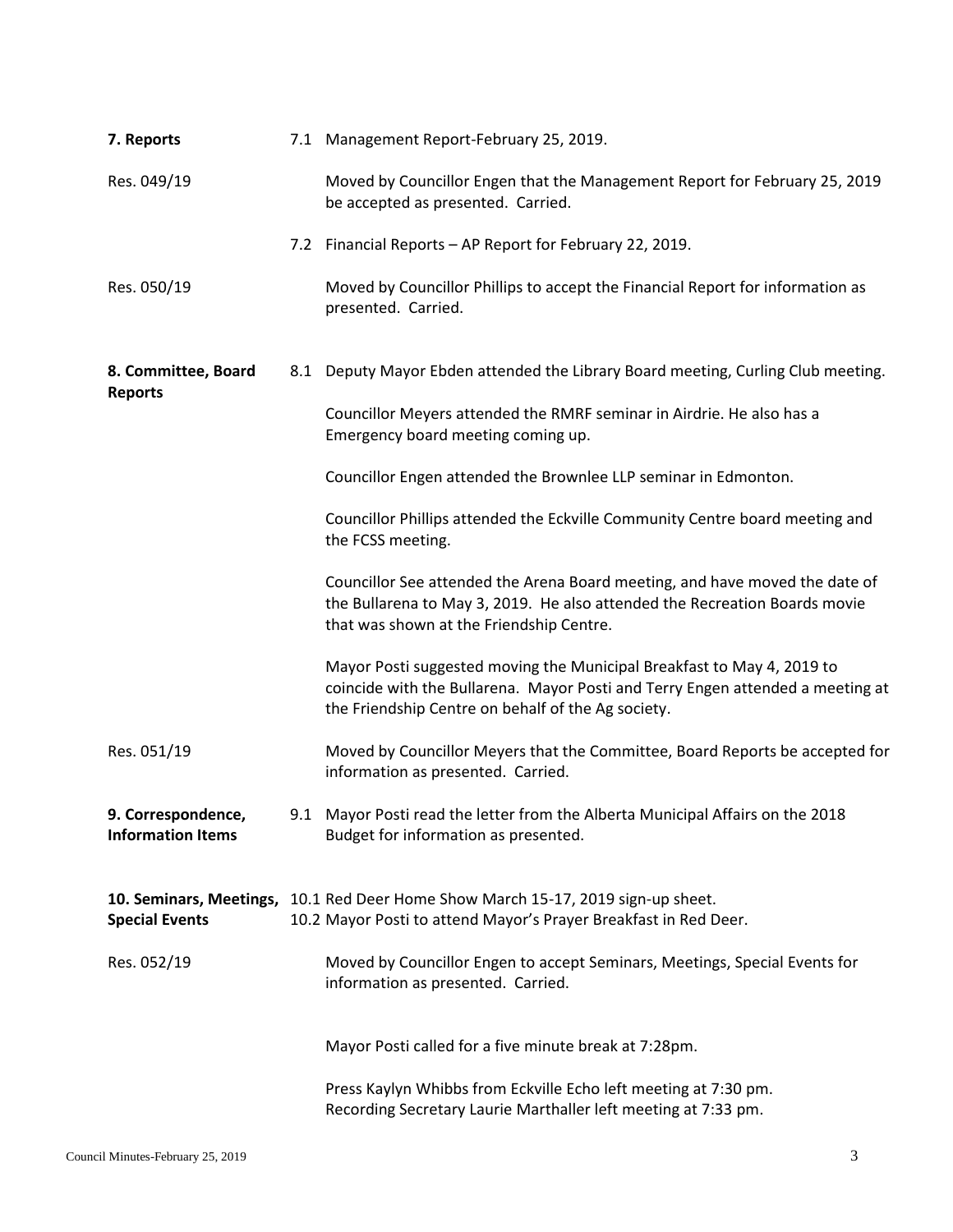**7. Reports**

7.1 Management Report-February 25, 2019.

Res. 049/19

Moved by Councillor Engen that the Management Report for February 25, 2019 be accepted as presented. Carried.

7.2 Financial Reports – AP Report for February 22, 2019.

Res. 050/19

Moved by Councillor Phillips to accept the Financial Report for information as presented. Carried.

**8. Committee, Board Reports**

8.1 Deputy Mayor Ebden attended the Library Board meeting, Curling Club meeting.

Councillor Meyers attended the RMRF seminar in Airdrie. He also has a Emergency board meeting coming up.

Councillor Engen attended the Brownlee LLP seminar in Edmonton.

Councillor Phillips attended the Eckville Community Centre board meeting and the FCSS meeting.

Councillor See attended the Arena Board meeting, and have moved the date of the Bullarena to May 3, 2019. He also attended the Recreation Boards movie that was shown at the Friendship Centre.

Mayor Posti suggested moving the Municipal Breakfast to May 4, 2019 to coincide with the Bullarena. Mayor Posti and Terry Engen attended a meeting at the Friendship Centre on behalf of the Ag society.

Res. 051/19

Moved by Councillor Meyers that the Committee, Board Reports be accepted for information as presented. Carried.

**9. Correspondence, Information Items**

9.1 Mayor Posti read the letter from the Alberta Municipal Affairs on the 2018 Budget for information as presented.

**10. Seminars, Meetings, Special Events**

10.1 Red Deer Home Show March 15-17, 2019 sign-up sheet.
10.2 Mayor Posti to attend Mayor's Prayer Breakfast in Red Deer.

Res. 052/19

Moved by Councillor Engen to accept Seminars, Meetings, Special Events for information as presented. Carried.

Mayor Posti called for a five minute break at 7:28pm.

Press Kaylyn Whibbs from Eckville Echo left meeting at 7:30 pm.
Recording Secretary Laurie Marthaller left meeting at 7:33 pm.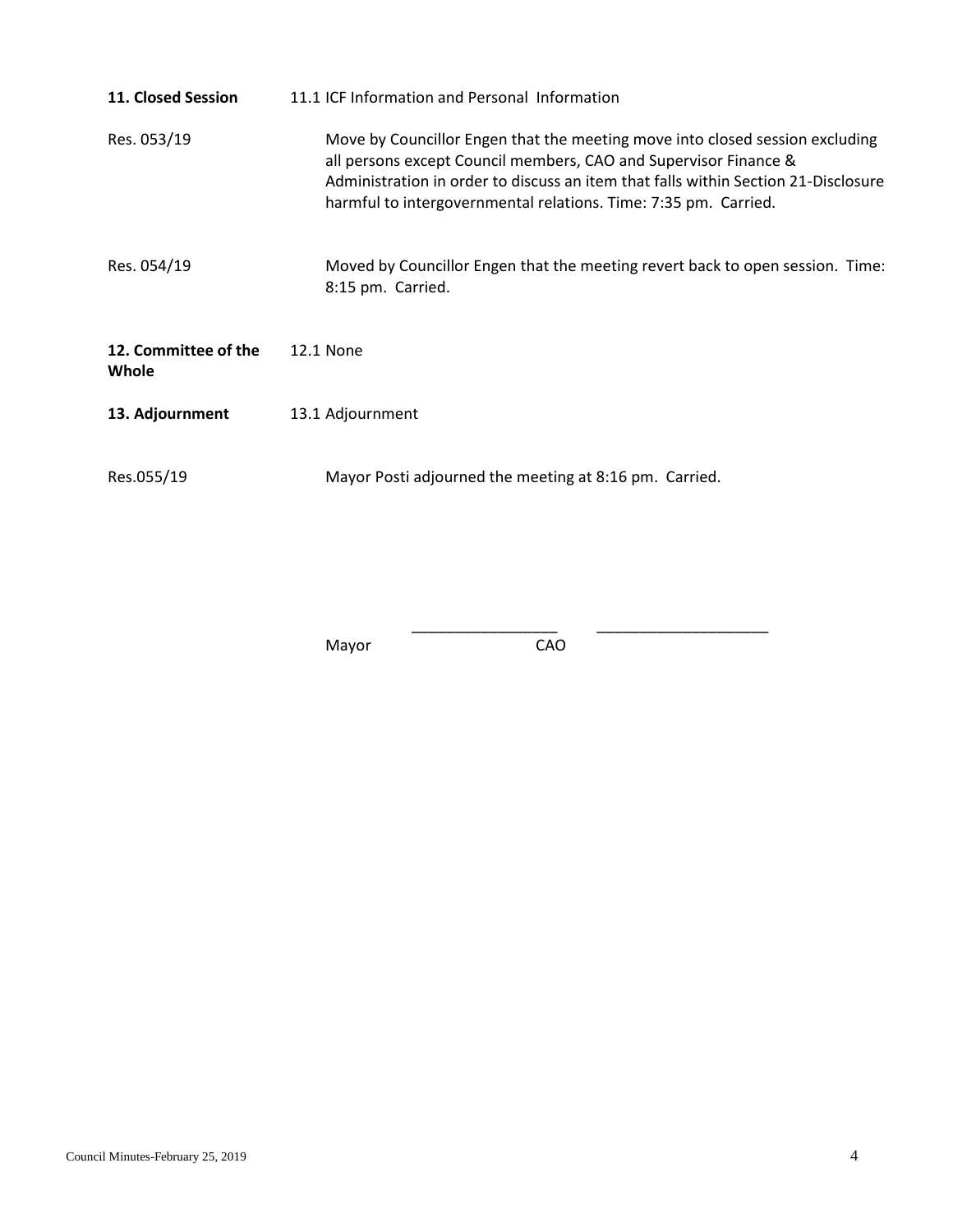**11. Closed Session** 11.1 ICF Information and Personal Information

Res. 053/19 Move by Councillor Engen that the meeting move into closed session excluding all persons except Council members, CAO and Supervisor Finance & Administration in order to discuss an item that falls within Section 21-Disclosure harmful to intergovernmental relations. Time: 7:35 pm. Carried.

Res. 054/19 Moved by Councillor Engen that the meeting revert back to open session. Time: 8:15 pm. Carried.

**12. Committee of the Whole** 12.1 None

**13. Adjournment** 13.1 Adjournment

Res.055/19 Mayor Posti adjourned the meeting at 8:16 pm. Carried.

_________________ ____________________

Mayor CAO